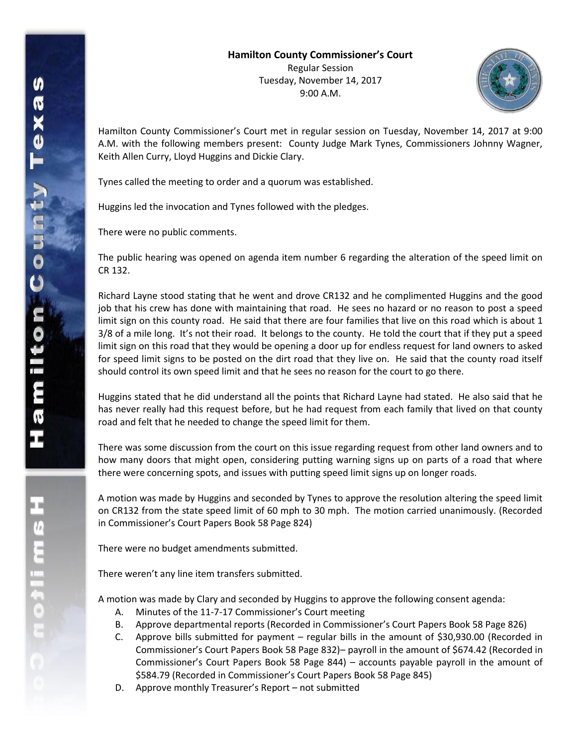**Hamilton County Commissioner's Court**

Regular Session

Tuesday, November 14, 2017

9:00 A.M.

Hamilton County Commissioner's Court met in regular session on Tuesday, November 14, 2017 at 9:00 A.M. with the following members present: County Judge Mark Tynes, Commissioners Johnny Wagner, Keith Allen Curry, Lloyd Huggins and Dickie Clary.

Tynes called the meeting to order and a quorum was established.

Huggins led the invocation and Tynes followed with the pledges.

There were no public comments.

The public hearing was opened on agenda item number 6 regarding the alteration of the speed limit on CR 132.

Richard Layne stood stating that he went and drove CR132 and he complimented Huggins and the good job that his crew has done with maintaining that road. He sees no hazard or no reason to post a speed limit sign on this county road. He said that there are four families that live on this road which is about 1 3/8 of a mile long. It's not their road. It belongs to the county. He told the court that if they put a speed limit sign on this road that they would be opening a door up for endless request for land owners to asked for speed limit signs to be posted on the dirt road that they live on. He said that the county road itself should control its own speed limit and that he sees no reason for the court to go there.

Huggins stated that he did understand all the points that Richard Layne had stated. He also said that he has never really had this request before, but he had request from each family that lived on that county road and felt that he needed to change the speed limit for them.

There was some discussion from the court on this issue regarding request from other land owners and to how many doors that might open, considering putting warning signs up on parts of a road that where there were concerning spots, and issues with putting speed limit signs up on longer roads.

A motion was made by Huggins and seconded by Tynes to approve the resolution altering the speed limit on CR132 from the state speed limit of 60 mph to 30 mph. The motion carried unanimously. (Recorded in Commissioner's Court Papers Book 58 Page 824)

There were no budget amendments submitted.

There weren't any line item transfers submitted.

A motion was made by Clary and seconded by Huggins to approve the following consent agenda:

A. Minutes of the 11-7-17 Commissioner's Court meeting
B. Approve departmental reports (Recorded in Commissioner's Court Papers Book 58 Page 826)
C. Approve bills submitted for payment – regular bills in the amount of $30,930.00 (Recorded in Commissioner's Court Papers Book 58 Page 832)– payroll in the amount of $674.42 (Recorded in Commissioner's Court Papers Book 58 Page 844) – accounts payable payroll in the amount of $584.79 (Recorded in Commissioner's Court Papers Book 58 Page 845)
D. Approve monthly Treasurer's Report – not submitted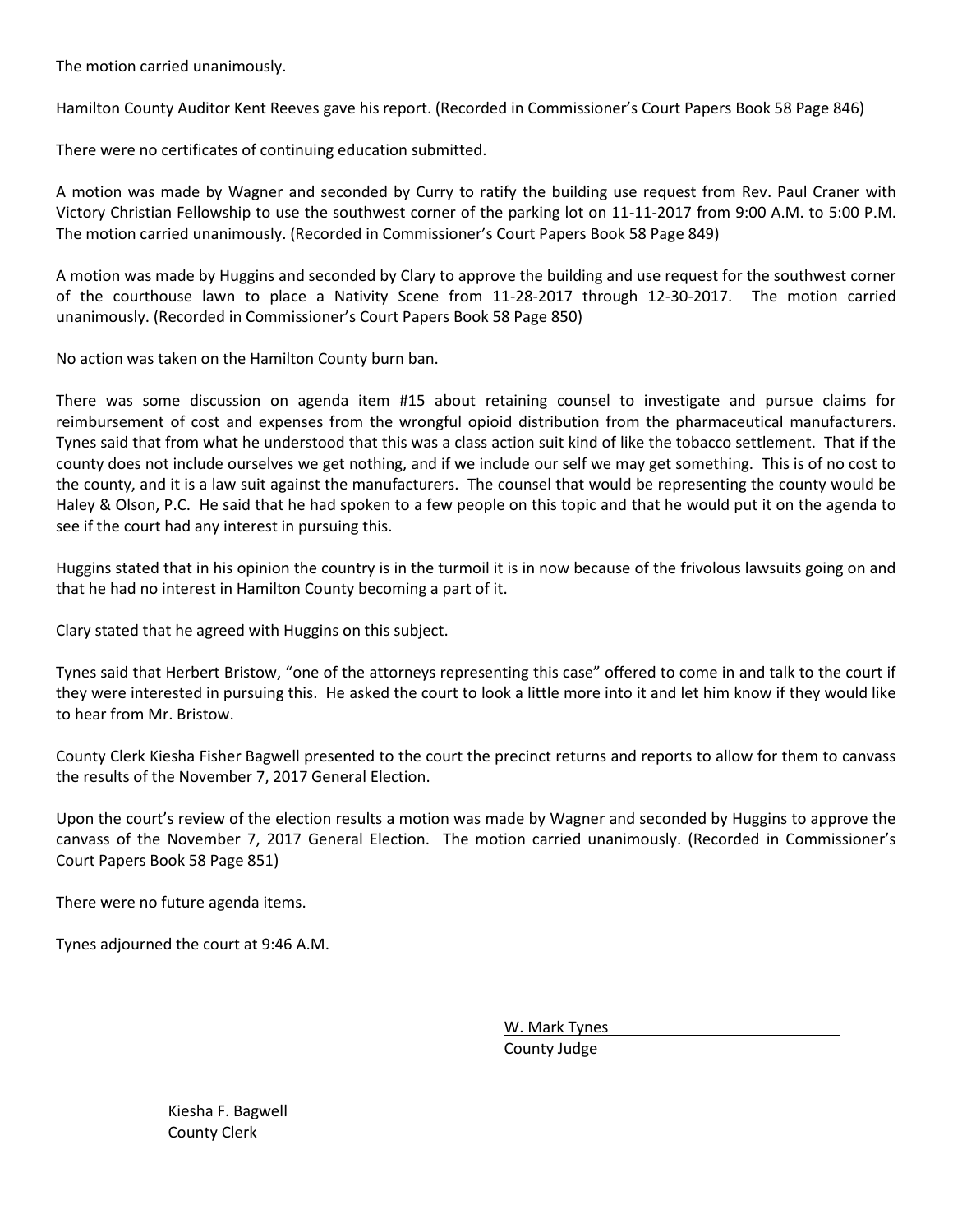The motion carried unanimously.

Hamilton County Auditor Kent Reeves gave his report. (Recorded in Commissioner's Court Papers Book 58 Page 846)

There were no certificates of continuing education submitted.

A motion was made by Wagner and seconded by Curry to ratify the building use request from Rev. Paul Craner with Victory Christian Fellowship to use the southwest corner of the parking lot on 11-11-2017 from 9:00 A.M. to 5:00 P.M. The motion carried unanimously. (Recorded in Commissioner's Court Papers Book 58 Page 849)

A motion was made by Huggins and seconded by Clary to approve the building and use request for the southwest corner of the courthouse lawn to place a Nativity Scene from 11-28-2017 through 12-30-2017. The motion carried unanimously. (Recorded in Commissioner's Court Papers Book 58 Page 850)

No action was taken on the Hamilton County burn ban.

There was some discussion on agenda item #15 about retaining counsel to investigate and pursue claims for reimbursement of cost and expenses from the wrongful opioid distribution from the pharmaceutical manufacturers. Tynes said that from what he understood that this was a class action suit kind of like the tobacco settlement. That if the county does not include ourselves we get nothing, and if we include our self we may get something. This is of no cost to the county, and it is a law suit against the manufacturers. The counsel that would be representing the county would be Haley & Olson, P.C. He said that he had spoken to a few people on this topic and that he would put it on the agenda to see if the court had any interest in pursuing this.

Huggins stated that in his opinion the country is in the turmoil it is in now because of the frivolous lawsuits going on and that he had no interest in Hamilton County becoming a part of it.

Clary stated that he agreed with Huggins on this subject.

Tynes said that Herbert Bristow, "one of the attorneys representing this case" offered to come in and talk to the court if they were interested in pursuing this. He asked the court to look a little more into it and let him know if they would like to hear from Mr. Bristow.

County Clerk Kiesha Fisher Bagwell presented to the court the precinct returns and reports to allow for them to canvass the results of the November 7, 2017 General Election.

Upon the court's review of the election results a motion was made by Wagner and seconded by Huggins to approve the canvass of the November 7, 2017 General Election. The motion carried unanimously. (Recorded in Commissioner's Court Papers Book 58 Page 851)

There were no future agenda items.

Tynes adjourned the court at 9:46 A.M.

W. Mark Tynes
County Judge

Kiesha F. Bagwell
County Clerk